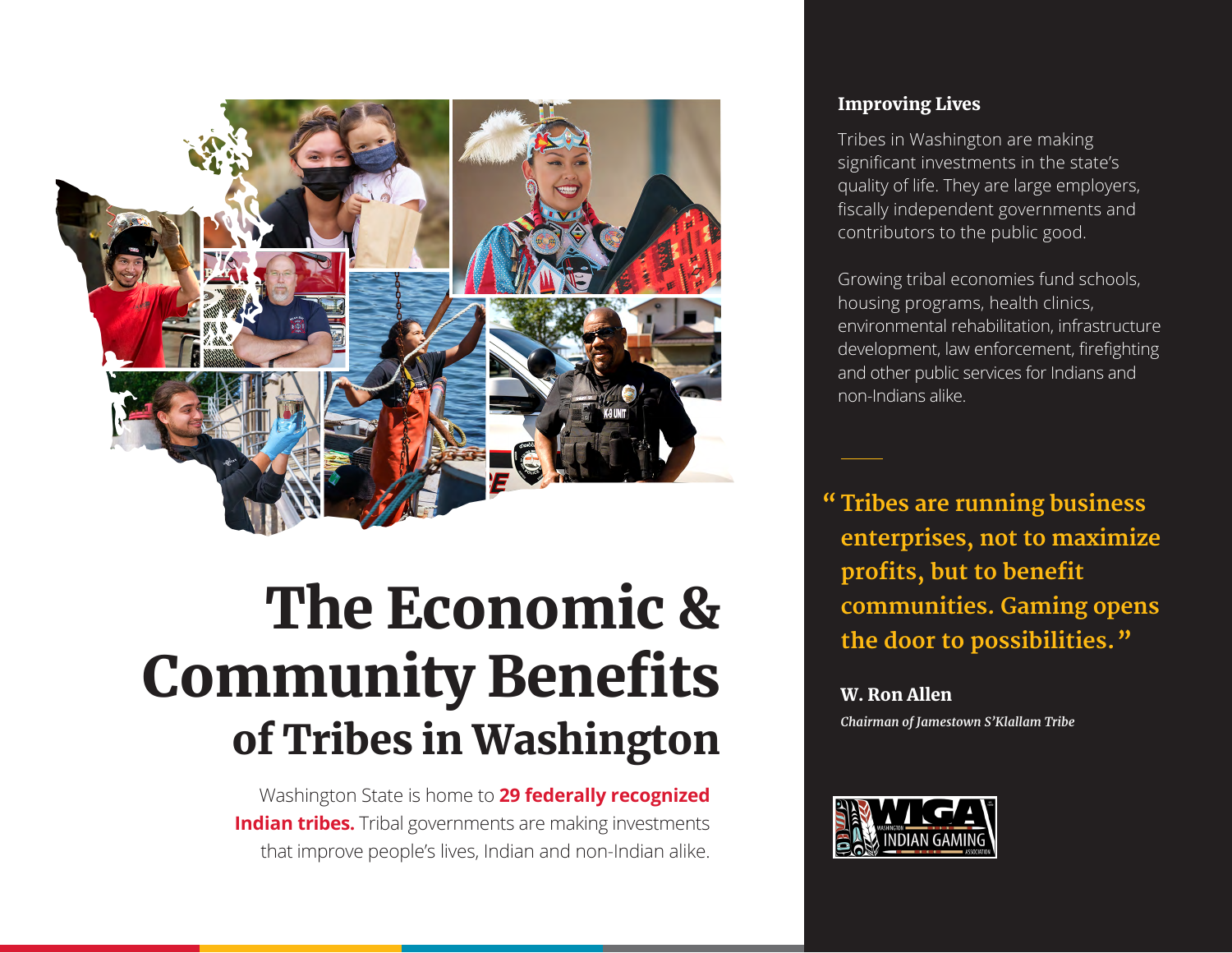# The Economic & Community Benefits of Tribes in Washington

Washington State is home to **29 federally recognized Indian tribes.** Tribal governments are making investments that improve people's lives, Indian and non-Indian alike.

### Improving Lives

Tribes in Washington are making significant investments in the state's quality of life. They are large employers, fiscally independent governments and contributors to the public good.

Growing tribal economies fund schools, housing programs, health clinics, environmental rehabilitation, infrastructure development, law enforcement, firefighting and other public services for Indians and non-Indians alike.

> **"Tribes are running business enterprises, not to maximize profits, but to benefit communities. Gaming opens the door to possibilities."**

**W. Ron Allen**
*Chairman of Jamestown S'Klallam Tribe*

WIGA Washington Indian Gaming Association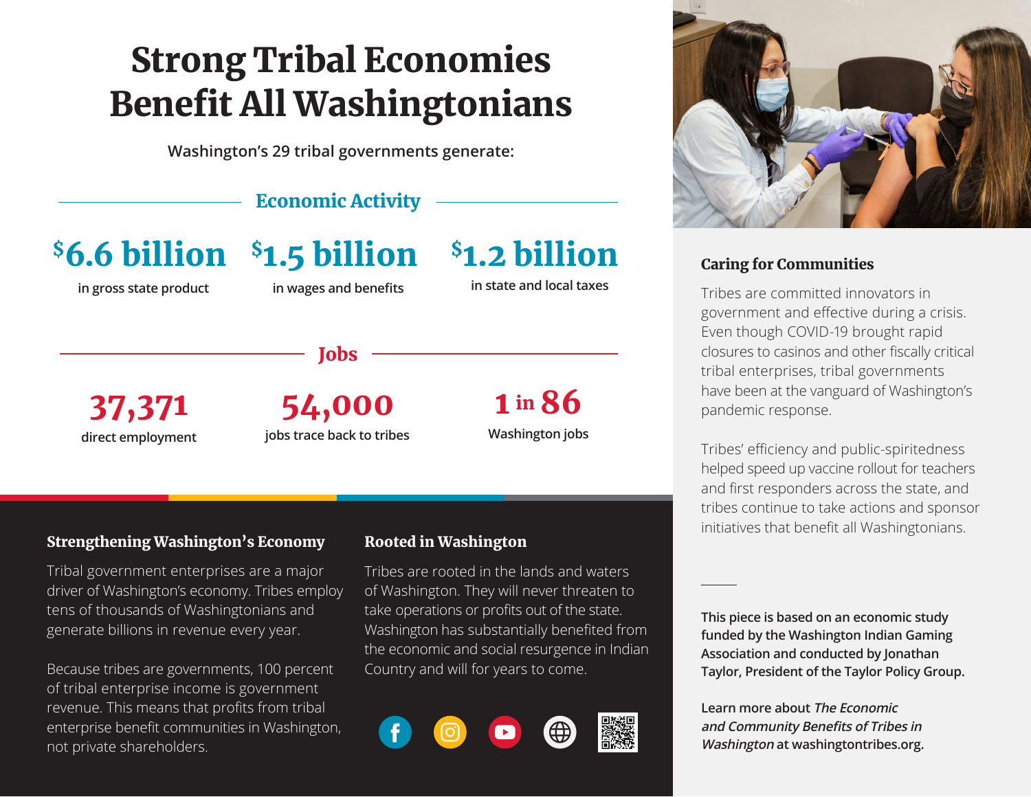# Strong Tribal Economies Benefit All Washingtonians

Washington's 29 tribal governments generate:

## Economic Activity

**$6.6 billion**
in gross state product

**$1.5 billion**
in wages and benefits

**$1.2 billion**
in state and local taxes

## Jobs

**37,371**
direct employment

**54,000**
jobs trace back to tribes

**1 in 86**
Washington jobs

### Strengthening Washington's Economy

Tribal government enterprises are a major driver of Washington's economy. Tribes employ tens of thousands of Washingtonians and generate billions in revenue every year.

Because tribes are governments, 100 percent of tribal enterprise income is government revenue. This means that profits from tribal enterprise benefit communities in Washington, not private shareholders.

### Rooted in Washington

Tribes are rooted in the lands and waters of Washington. They will never threaten to take operations or profits out of the state. Washington has substantially benefited from the economic and social resurgence in Indian Country and will for years to come.

### Caring for Communities

Tribes are committed innovators in government and effective during a crisis. Even though COVID-19 brought rapid closures to casinos and other fiscally critical tribal enterprises, tribal governments have been at the vanguard of Washington's pandemic response.

Tribes' efficiency and public-spiritedness helped speed up vaccine rollout for teachers and first responders across the state, and tribes continue to take actions and sponsor initiatives that benefit all Washingtonians.

**This piece is based on an economic study funded by the Washington Indian Gaming Association and conducted by Jonathan Taylor, President of the Taylor Policy Group.**

**Learn more about *The Economic and Community Benefits of Tribes in Washington* at washingtontribes.org.**